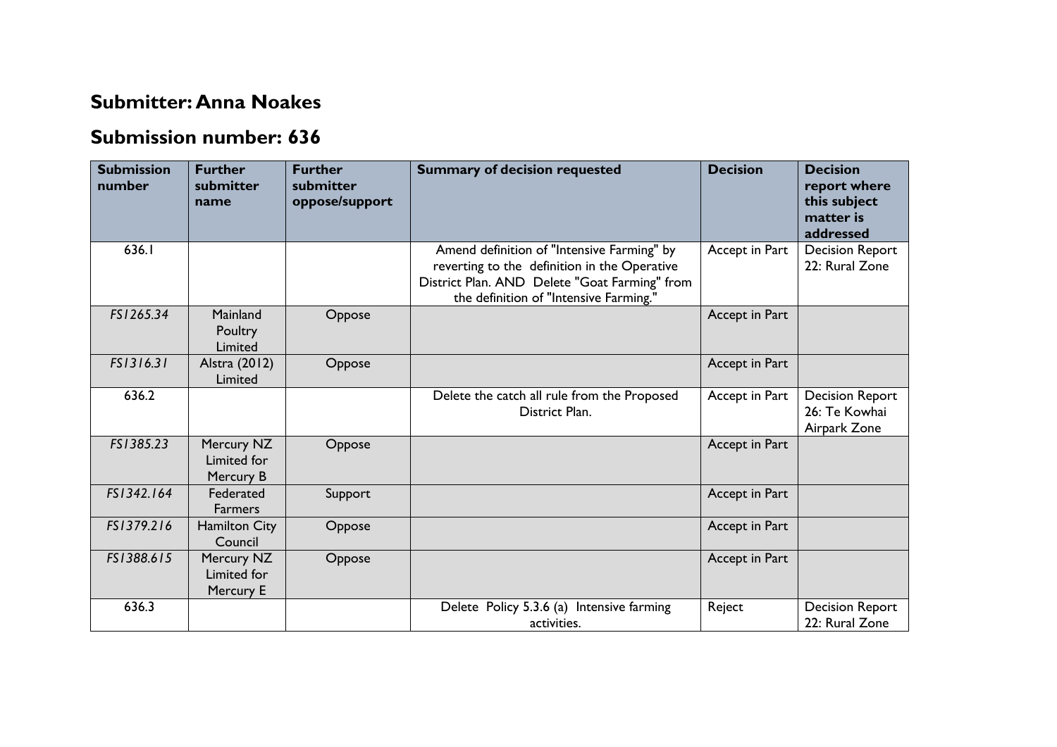## Submitter: Anna Noakes

## Submission number: 636

| Submission number | Further submitter name | Further submitter oppose/support | Summary of decision requested | Decision | Decision report where this subject matter is addressed |
|---|---|---|---|---|---|
| 636.1 | | | Amend definition of "Intensive Farming" by reverting to the definition in the Operative District Plan. AND Delete "Goat Farming" from the definition of "Intensive Farming." | Accept in Part | Decision Report 22: Rural Zone |
| *FS1265.34* | Mainland Poultry Limited | Oppose | | Accept in Part | |
| *FS1316.31* | Alstra (2012) Limited | Oppose | | Accept in Part | |
| 636.2 | | | Delete the catch all rule from the Proposed District Plan. | Accept in Part | Decision Report 26: Te Kowhai Airpark Zone |
| *FS1385.23* | Mercury NZ Limited for Mercury B | Oppose | | Accept in Part | |
| *FS1342.164* | Federated Farmers | Support | | Accept in Part | |
| *FS1379.216* | Hamilton City Council | Oppose | | Accept in Part | |
| *FS1388.615* | Mercury NZ Limited for Mercury E | Oppose | | Accept in Part | |
| 636.3 | | | Delete Policy 5.3.6 (a) Intensive farming activities. | Reject | Decision Report 22: Rural Zone |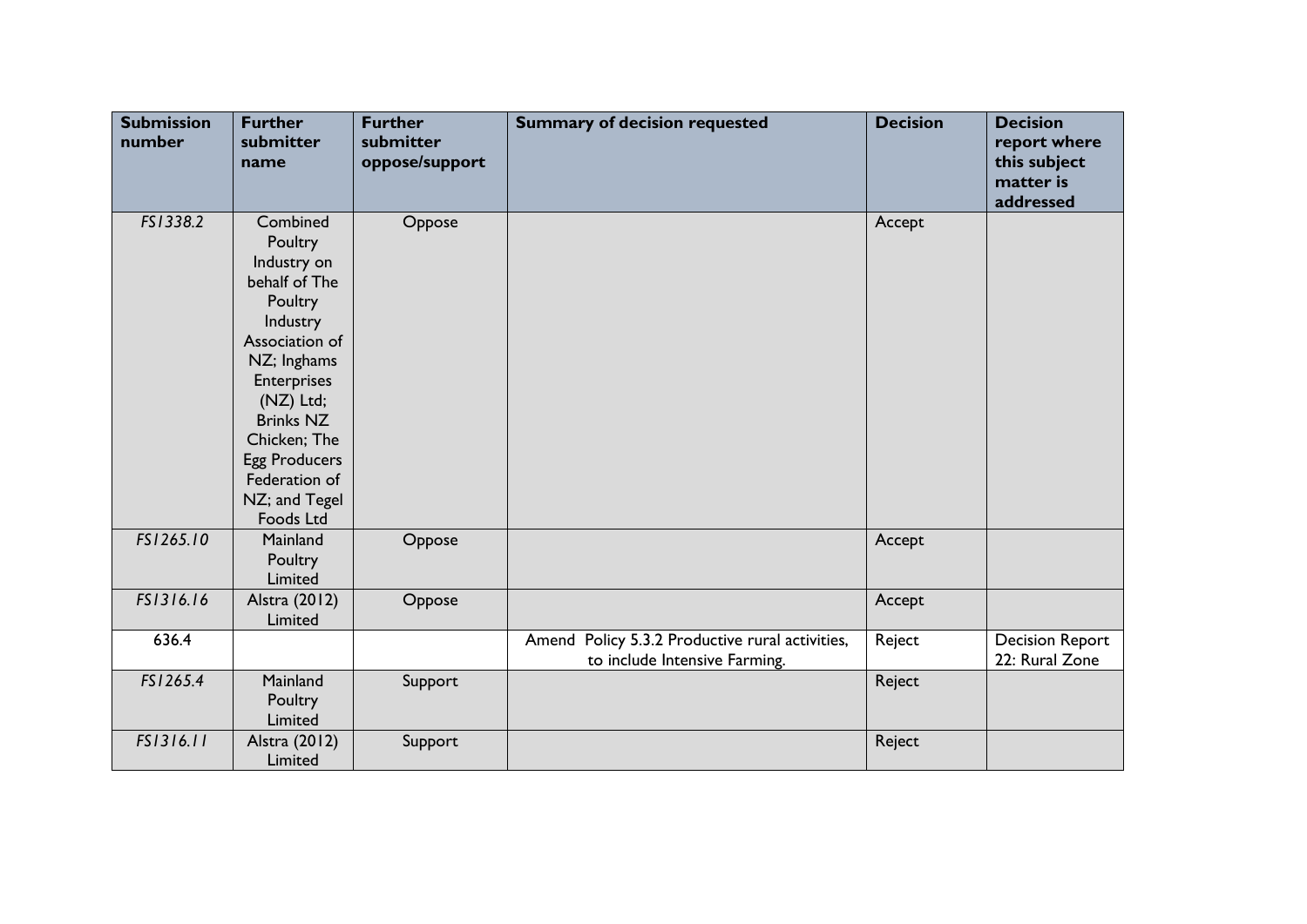| Submission number | Further submitter name | Further submitter oppose/support | Summary of decision requested | Decision | Decision report where this subject matter is addressed |
|---|---|---|---|---|---|
| FS1338.2 | Combined Poultry Industry on behalf of The Poultry Industry Association of NZ; Inghams Enterprises (NZ) Ltd; Brinks NZ Chicken; The Egg Producers Federation of NZ; and Tegel Foods Ltd | Oppose | | Accept | |
| FS1265.10 | Mainland Poultry Limited | Oppose | | Accept | |
| FS1316.16 | Alstra (2012) Limited | Oppose | | Accept | |
| 636.4 | | | Amend Policy 5.3.2 Productive rural activities, to include Intensive Farming. | Reject | Decision Report 22: Rural Zone |
| FS1265.4 | Mainland Poultry Limited | Support | | Reject | |
| FS1316.11 | Alstra (2012) Limited | Support | | Reject | |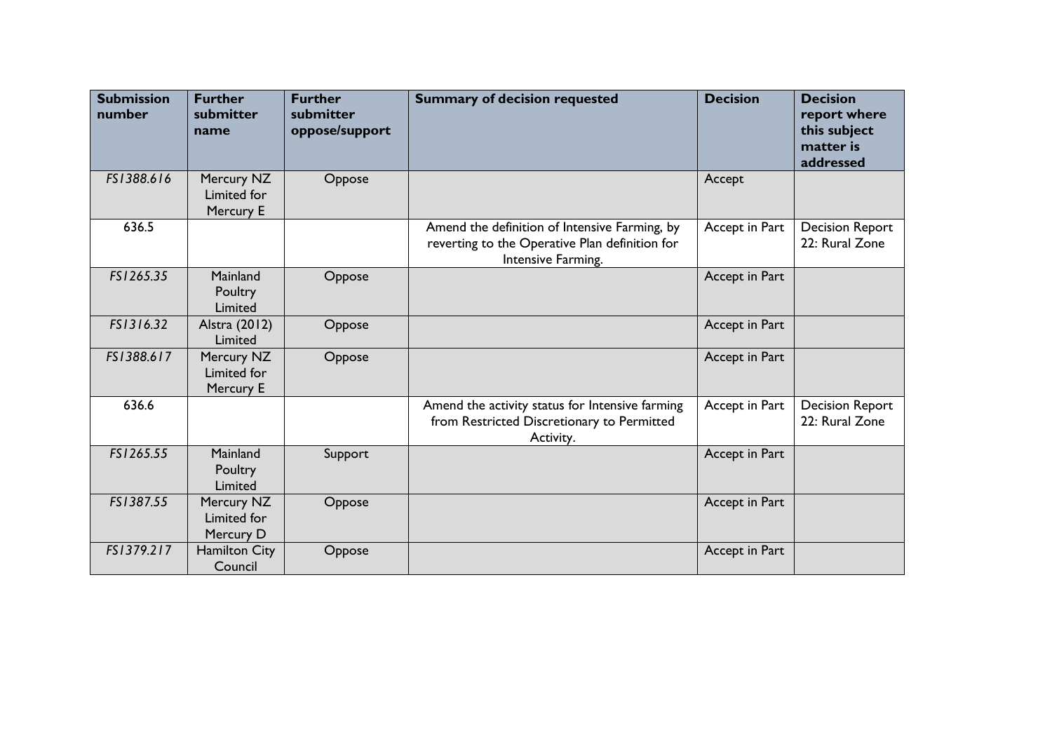| Submission number | Further submitter name | Further submitter oppose/support | Summary of decision requested | Decision | Decision report where this subject matter is addressed |
|---|---|---|---|---|---|
| *FS1388.616* | Mercury NZ Limited for Mercury E | Oppose | | Accept | |
| 636.5 | | | Amend the definition of Intensive Farming, by reverting to the Operative Plan definition for Intensive Farming. | Accept in Part | Decision Report 22: Rural Zone |
| *FS1265.35* | Mainland Poultry Limited | Oppose | | Accept in Part | |
| *FS1316.32* | Alstra (2012) Limited | Oppose | | Accept in Part | |
| *FS1388.617* | Mercury NZ Limited for Mercury E | Oppose | | Accept in Part | |
| 636.6 | | | Amend the activity status for Intensive farming from Restricted Discretionary to Permitted Activity. | Accept in Part | Decision Report 22: Rural Zone |
| *FS1265.55* | Mainland Poultry Limited | Support | | Accept in Part | |
| *FS1387.55* | Mercury NZ Limited for Mercury D | Oppose | | Accept in Part | |
| *FS1379.217* | Hamilton City Council | Oppose | | Accept in Part | |